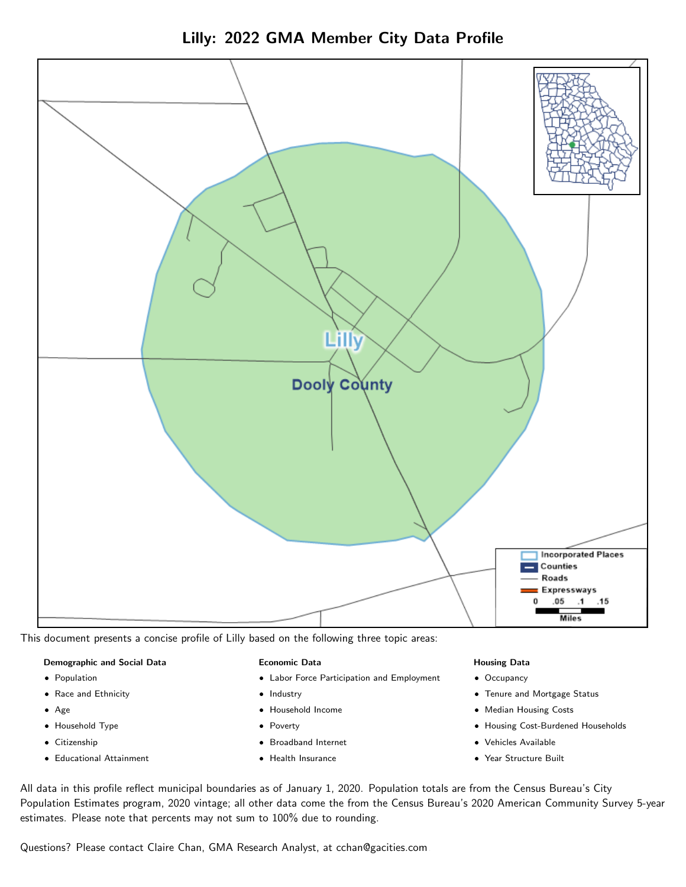# Lilly: 2022 GMA Member City Data Profile

This document presents a concise profile of Lilly based on the following three topic areas:

**Demographic and Social Data**

- Population
- Race and Ethnicity
- Age
- Household Type
- Citizenship
- Educational Attainment

**Economic Data**

- Labor Force Participation and Employment
- Industry
- Household Income
- Poverty
- Broadband Internet
- Health Insurance

**Housing Data**

- Occupancy
- Tenure and Mortgage Status
- Median Housing Costs
- Housing Cost-Burdened Households
- Vehicles Available
- Year Structure Built

All data in this profile reflect municipal boundaries as of January 1, 2020. Population totals are from the Census Bureau's City Population Estimates program, 2020 vintage; all other data come the from the Census Bureau's 2020 American Community Survey 5-year estimates. Please note that percents may not sum to 100% due to rounding.

Questions? Please contact Claire Chan, GMA Research Analyst, at cchan@gacities.com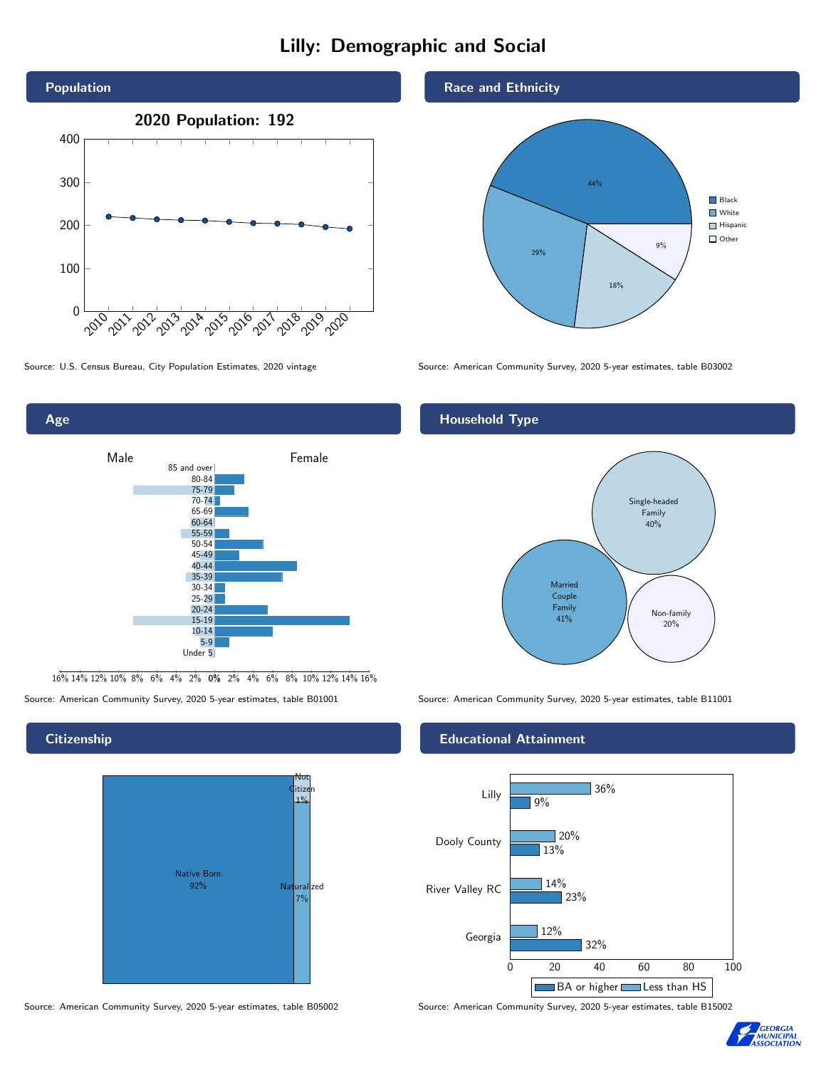# Lilly: Demographic and Social

## Population

**2020 Population: 192**

Source: U.S. Census Bureau, City Population Estimates, 2020 vintage

## Race and Ethnicity

| Race/Ethnicity | Percent |
|---|---|
| Black | 44% |
| White | 29% |
| Hispanic | 18% |
| Other | 9% |

Source: American Community Survey, 2020 5-year estimates, table B03002

## Age

Source: American Community Survey, 2020 5-year estimates, table B01001

## Household Type

| Household Type | Percent |
|---|---|
| Married Couple Family | 41% |
| Single-headed Family | 40% |
| Non-family | 20% |

Source: American Community Survey, 2020 5-year estimates, table B11001

## Citizenship

| Citizenship | Percent |
|---|---|
| Native Born | 92% |
| Naturalized | 7% |
| Not Citizen | 1% |

Source: American Community Survey, 2020 5-year estimates, table B05002

## Educational Attainment

| Area | Less than HS | BA or higher |
|---|---|---|
| Lilly | 36% | 9% |
| Dooly County | 20% | 13% |
| River Valley RC | 14% | 23% |
| Georgia | 12% | 32% |

Source: American Community Survey, 2020 5-year estimates, table B15002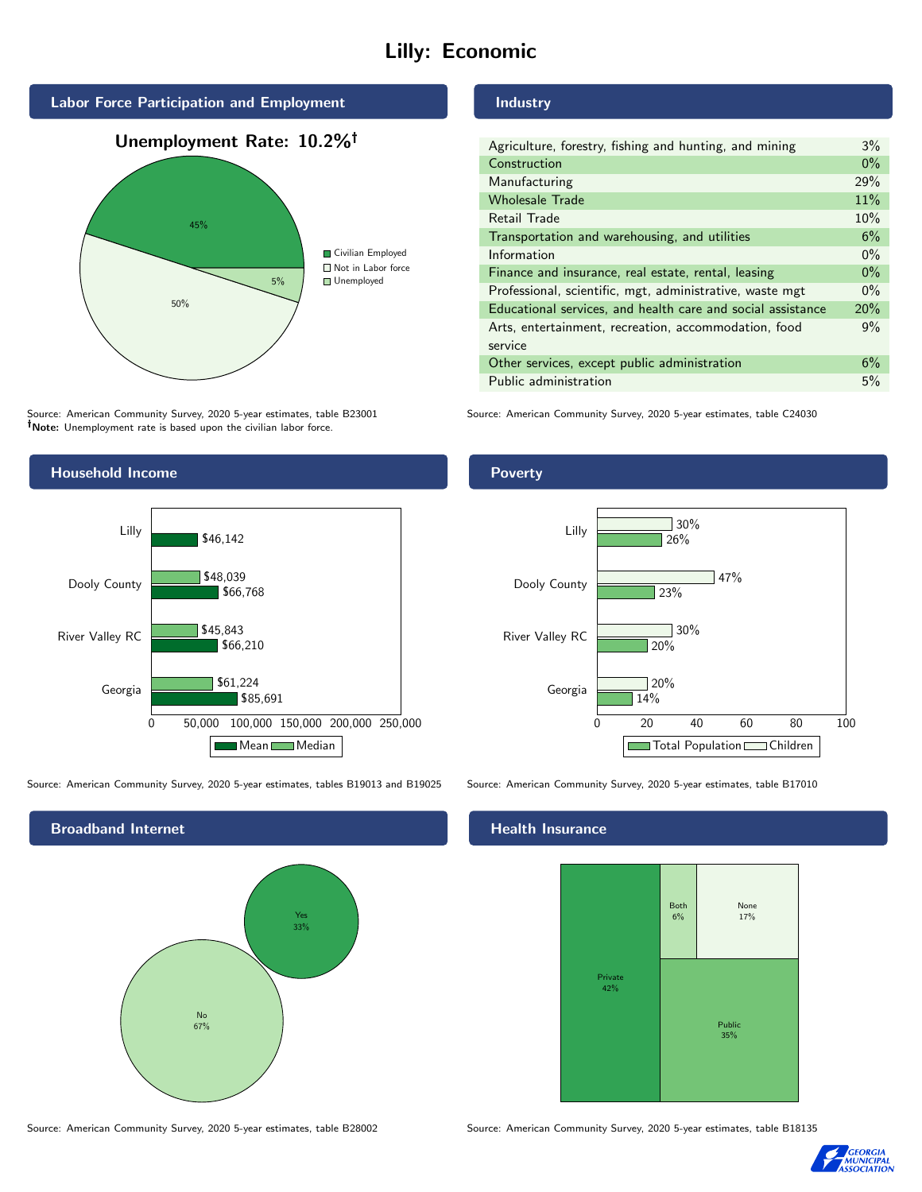# Lilly: Economic

## Labor Force Participation and Employment

**Unemployment Rate: 10.2%†**

| Category | Percent |
|---|---|
| Civilian Employed | 45% |
| Not in Labor force | 50% |
| Unemployed | 5% |

Source: American Community Survey, 2020 5-year estimates, table B23001
**†Note:** Unemployment rate is based upon the civilian labor force.

## Industry

| Industry | Percent |
|---|---|
| Agriculture, forestry, fishing and hunting, and mining | 3% |
| Construction | 0% |
| Manufacturing | 29% |
| Wholesale Trade | 11% |
| Retail Trade | 10% |
| Transportation and warehousing, and utilities | 6% |
| Information | 0% |
| Finance and insurance, real estate, rental, leasing | 0% |
| Professional, scientific, mgt, administrative, waste mgt | 0% |
| Educational services, and health care and social assistance | 20% |
| Arts, entertainment, recreation, accommodation, food service | 9% |
| Other services, except public administration | 6% |
| Public administration | 5% |

Source: American Community Survey, 2020 5-year estimates, table C24030

## Household Income

| | Median | Mean |
|---|---|---|
| Lilly | | $46,142 |
| Dooly County | $48,039 | $66,768 |
| River Valley RC | $45,843 | $66,210 |
| Georgia | $61,224 | $85,691 |

Source: American Community Survey, 2020 5-year estimates, tables B19013 and B19025

## Poverty

| | Children | Total Population |
|---|---|---|
| Lilly | 30% | 26% |
| Dooly County | 47% | 23% |
| River Valley RC | 30% | 20% |
| Georgia | 20% | 14% |

Source: American Community Survey, 2020 5-year estimates, table B17010

## Broadband Internet

| | Percent |
|---|---|
| Yes | 33% |
| No | 67% |

Source: American Community Survey, 2020 5-year estimates, table B28002

## Health Insurance

| | Percent |
|---|---|
| Private | 42% |
| Both | 6% |
| None | 17% |
| Public | 35% |

Source: American Community Survey, 2020 5-year estimates, table B18135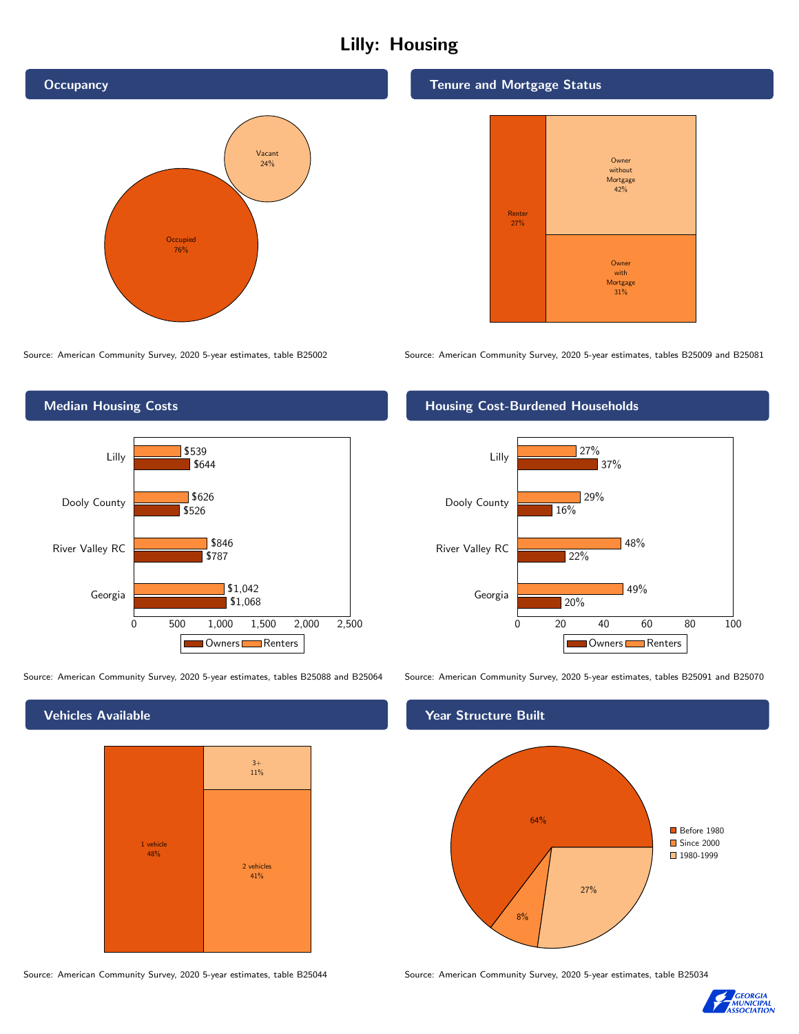# Lilly: Housing

## Occupancy

Vacant
24%

Occupied
76%

Source: American Community Survey, 2020 5-year estimates, table B25002

## Tenure and Mortgage Status

Renter
27%

Owner
without
Mortgage
42%

Owner
with
Mortgage
31%

Source: American Community Survey, 2020 5-year estimates, tables B25009 and B25081

## Median Housing Costs

Lilly
$539
$644

Dooly County
$626
$526

River Valley RC
$846
$787

Georgia
$1,042
$1,068

0
500
1,000
1,500
2,000
2,500

Owners
Renters

Source: American Community Survey, 2020 5-year estimates, tables B25088 and B25064

## Housing Cost-Burdened Households

Lilly
27%
37%

Dooly County
29%
16%

River Valley RC
48%
22%

Georgia
49%
20%

0
20
40
60
80
100

Owners
Renters

Source: American Community Survey, 2020 5-year estimates, tables B25091 and B25070

## Vehicles Available

1 vehicle
48%

2 vehicles
41%

3+
11%

Source: American Community Survey, 2020 5-year estimates, table B25044

## Year Structure Built

64%
8%
27%

Before 1980
Since 2000
1980-1999

Source: American Community Survey, 2020 5-year estimates, table B25034